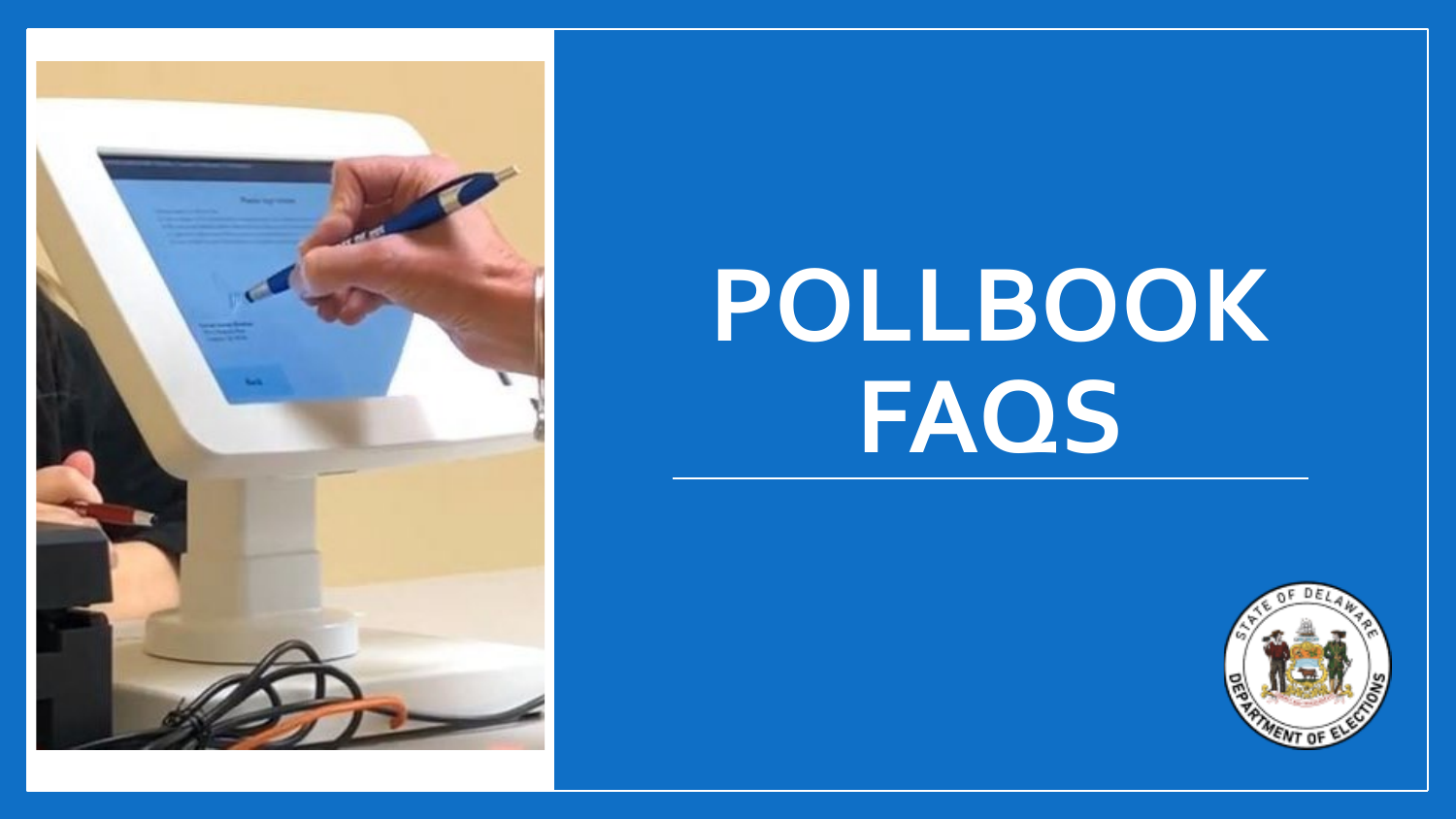# POLLBOOK FAQS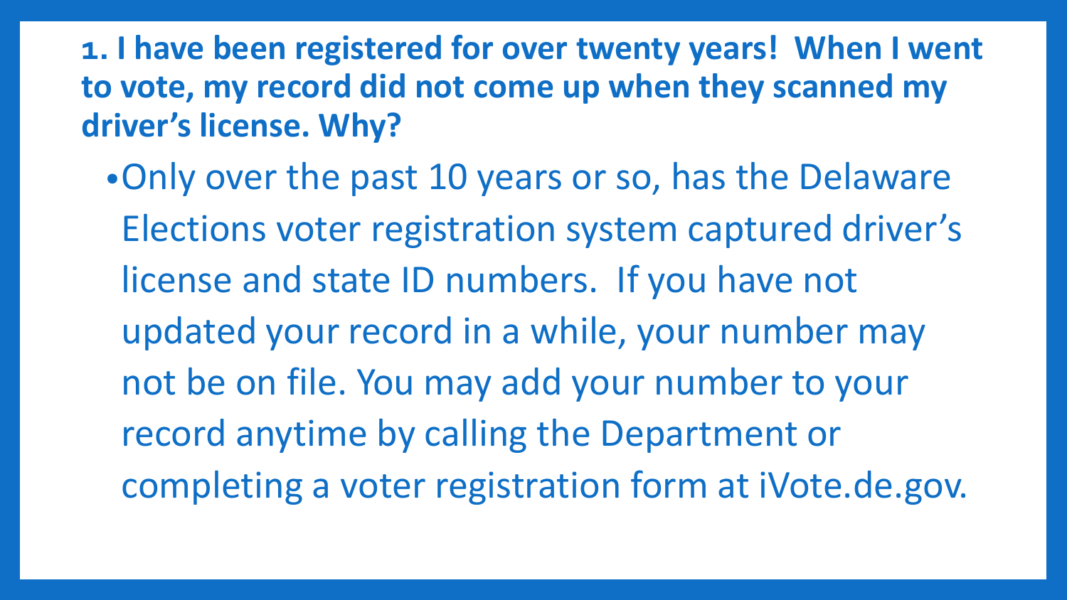**1. I have been registered for over twenty years! When I went to vote, my record did not come up when they scanned my driver's license. Why?**

- Only over the past 10 years or so, has the Delaware Elections voter registration system captured driver's license and state ID numbers. If you have not updated your record in a while, your number may not be on file. You may add your number to your record anytime by calling the Department or completing a voter registration form at iVote.de.gov.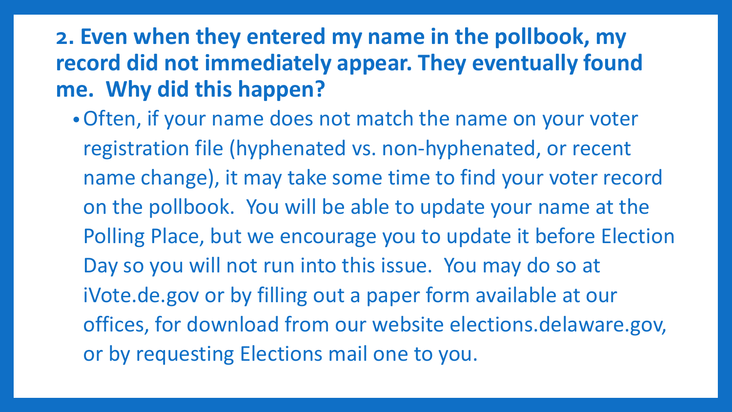## 2. Even when they entered my name in the pollbook, my record did not immediately appear. They eventually found me. Why did this happen?

- Often, if your name does not match the name on your voter registration file (hyphenated vs. non-hyphenated, or recent name change), it may take some time to find your voter record on the pollbook. You will be able to update your name at the Polling Place, but we encourage you to update it before Election Day so you will not run into this issue. You may do so at iVote.de.gov or by filling out a paper form available at our offices, for download from our website elections.delaware.gov, or by requesting Elections mail one to you.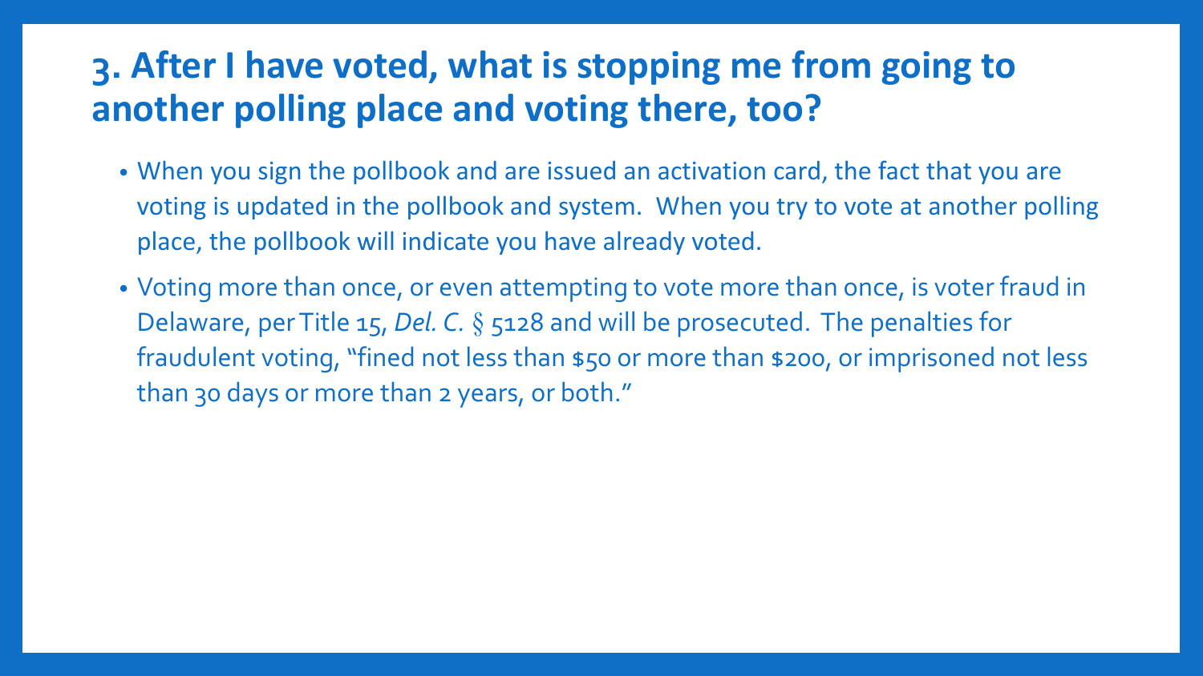## 3. After I have voted, what is stopping me from going to another polling place and voting there, too?

- When you sign the pollbook and are issued an activation card, the fact that you are voting is updated in the pollbook and system. When you try to vote at another polling place, the pollbook will indicate you have already voted.
- Voting more than once, or even attempting to vote more than once, is voter fraud in Delaware, per Title 15, *Del. C.* § 5128 and will be prosecuted. The penalties for fraudulent voting, "fined not less than $50 or more than $200, or imprisoned not less than 30 days or more than 2 years, or both."